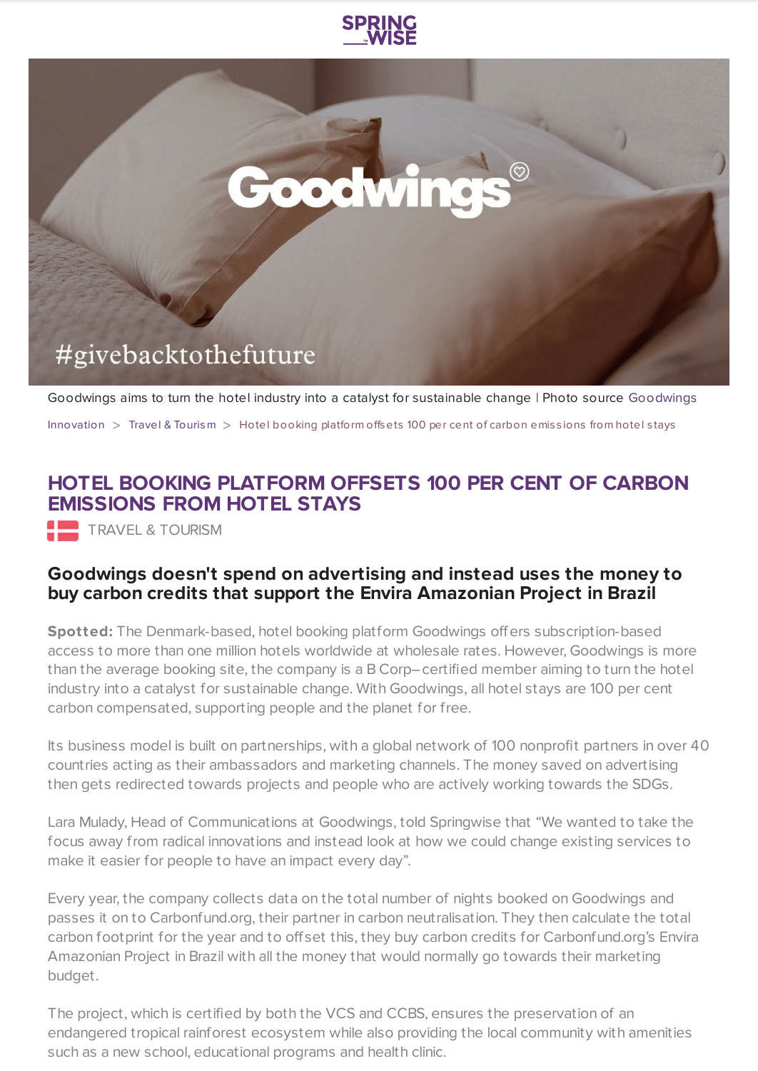Goodwings aims to turn the hotel industry into a catalyst for sustainable change | Photo source Goodwings

Innovation > Travel & Tourism > Hotel booking platform offsets 100 per cent of carbon emissions from hotel stays

# HOTEL BOOKING PLATFORM OFFSETS 100 PER CENT OF CARBON EMISSIONS FROM HOTEL STAYS

TRAVEL & TOURISM

## Goodwings doesn't spend on advertising and instead uses the money to buy carbon credits that support the Envira Amazonian Project in Brazil

**Spotted:** The Denmark-based, hotel booking platform Goodwings offers subscription-based access to more than one million hotels worldwide at wholesale rates. However, Goodwings is more than the average booking site, the company is a B Corp–certified member aiming to turn the hotel industry into a catalyst for sustainable change. With Goodwings, all hotel stays are 100 per cent carbon compensated, supporting people and the planet for free.

Its business model is built on partnerships, with a global network of 100 nonprofit partners in over 40 countries acting as their ambassadors and marketing channels. The money saved on advertising then gets redirected towards projects and people who are actively working towards the SDGs.

Lara Mulady, Head of Communications at Goodwings, told Springwise that "We wanted to take the focus away from radical innovations and instead look at how we could change existing services to make it easier for people to have an impact every day".

Every year, the company collects data on the total number of nights booked on Goodwings and passes it on to Carbonfund.org, their partner in carbon neutralisation. They then calculate the total carbon footprint for the year and to offset this, they buy carbon credits for Carbonfund.org's Envira Amazonian Project in Brazil with all the money that would normally go towards their marketing budget.

The project, which is certified by both the VCS and CCBS, ensures the preservation of an endangered tropical rainforest ecosystem while also providing the local community with amenities such as a new school, educational programs and health clinic.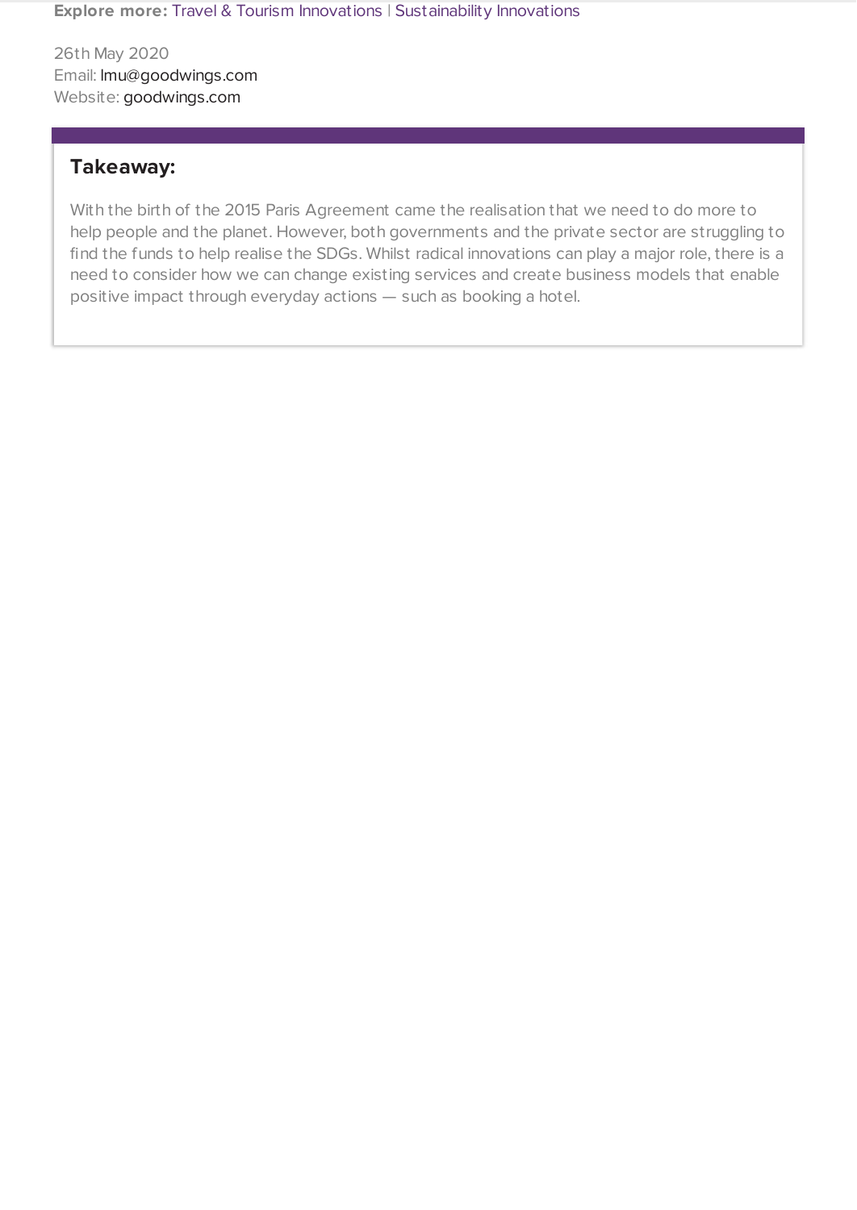**Explore more:** Travel & Tourism Innovations | Sustainability Innovations

26th May 2020
Email: lmu@goodwings.com
Website: goodwings.com

### Takeaway:

With the birth of the 2015 Paris Agreement came the realisation that we need to do more to help people and the planet. However, both governments and the private sector are struggling to find the funds to help realise the SDGs. Whilst radical innovations can play a major role, there is a need to consider how we can change existing services and create business models that enable positive impact through everyday actions — such as booking a hotel.